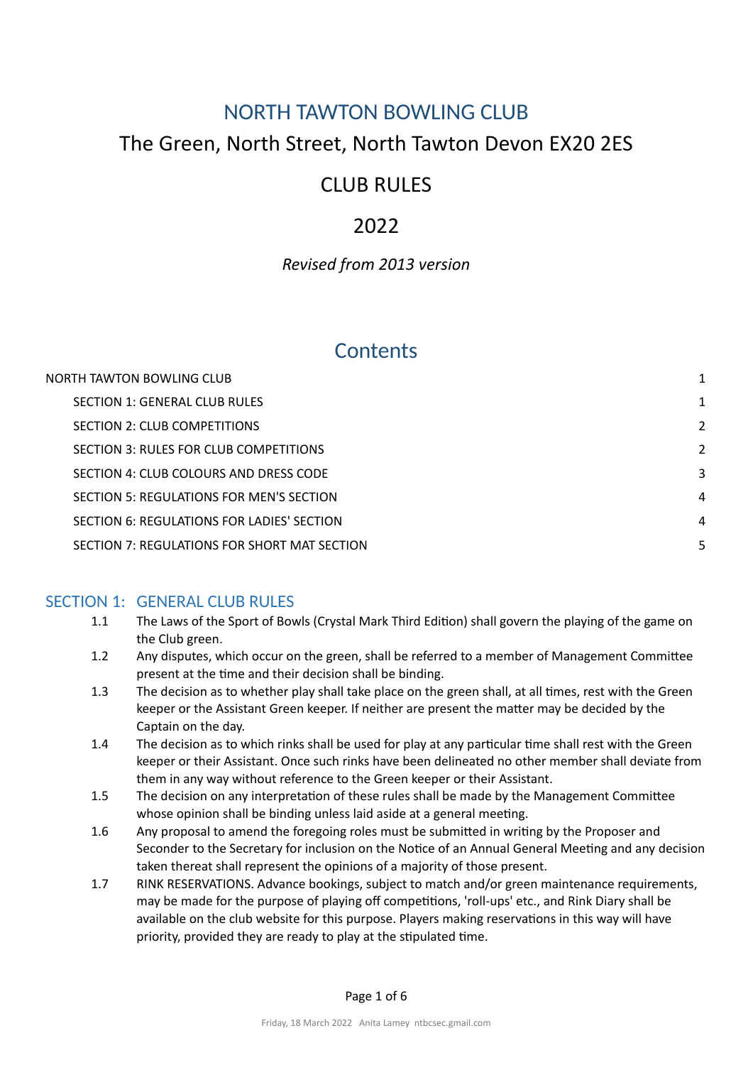# NORTH TAWTON BOWLING CLUB

## The Green, North Street, North Tawton Devon EX20 2ES

## CLUB RULES

## 2022

*Revised from 2013 version*

## Contents

| | |
|---|---|
| NORTH TAWTON BOWLING CLUB | 1 |
| SECTION 1: GENERAL CLUB RULES | 1 |
| SECTION 2: CLUB COMPETITIONS | 2 |
| SECTION 3: RULES FOR CLUB COMPETITIONS | 2 |
| SECTION 4: CLUB COLOURS AND DRESS CODE | 3 |
| SECTION 5: REGULATIONS FOR MEN'S SECTION | 4 |
| SECTION 6: REGULATIONS FOR LADIES' SECTION | 4 |
| SECTION 7: REGULATIONS FOR SHORT MAT SECTION | 5 |

## SECTION 1: GENERAL CLUB RULES

1.1 The Laws of the Sport of Bowls (Crystal Mark Third Edition) shall govern the playing of the game on the Club green.

1.2 Any disputes, which occur on the green, shall be referred to a member of Management Committee present at the time and their decision shall be binding.

1.3 The decision as to whether play shall take place on the green shall, at all times, rest with the Green keeper or the Assistant Green keeper. If neither are present the matter may be decided by the Captain on the day.

1.4 The decision as to which rinks shall be used for play at any particular time shall rest with the Green keeper or their Assistant. Once such rinks have been delineated no other member shall deviate from them in any way without reference to the Green keeper or their Assistant.

1.5 The decision on any interpretation of these rules shall be made by the Management Committee whose opinion shall be binding unless laid aside at a general meeting.

1.6 Any proposal to amend the foregoing roles must be submitted in writing by the Proposer and Seconder to the Secretary for inclusion on the Notice of an Annual General Meeting and any decision taken thereat shall represent the opinions of a majority of those present.

1.7 RINK RESERVATIONS. Advance bookings, subject to match and/or green maintenance requirements, may be made for the purpose of playing off competitions, 'roll-ups' etc., and Rink Diary shall be available on the club website for this purpose. Players making reservations in this way will have priority, provided they are ready to play at the stipulated time.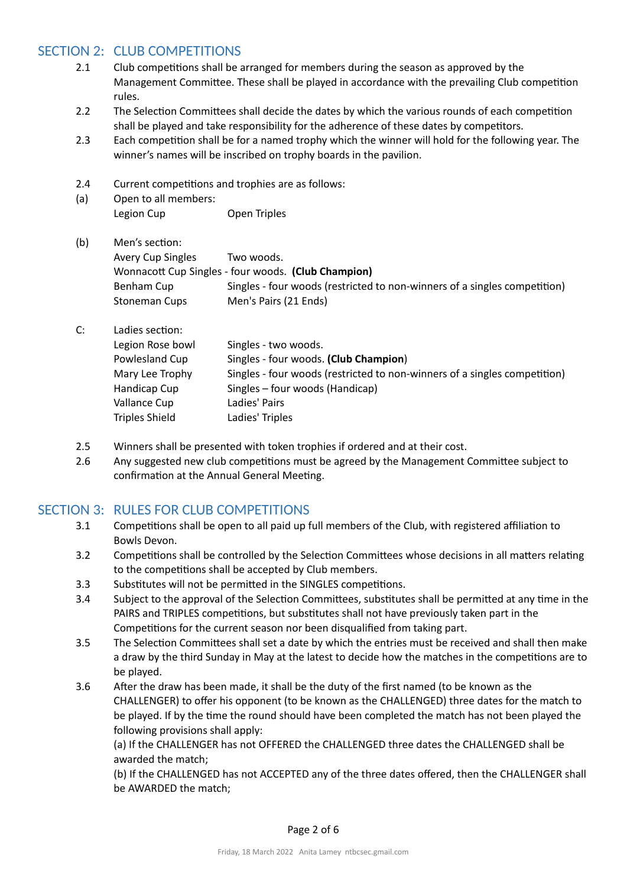## SECTION 2: CLUB COMPETITIONS

2.1 Club competitions shall be arranged for members during the season as approved by the Management Committee. These shall be played in accordance with the prevailing Club competition rules.

2.2 The Selection Committees shall decide the dates by which the various rounds of each competition shall be played and take responsibility for the adherence of these dates by competitors.

2.3 Each competition shall be for a named trophy which the winner will hold for the following year. The winner's names will be inscribed on trophy boards in the pavilion.

2.4 Current competitions and trophies are as follows:

(a) Open to all members:

| | |
|---|---|
| Legion Cup | Open Triples |

(b) Men's section:

| | |
|---|---|
| Avery Cup Singles | Two woods. |
| Wonnacott Cup Singles - four woods. **(Club Champion)** | |
| Benham Cup | Singles - four woods (restricted to non-winners of a singles competition) |
| Stoneman Cups | Men's Pairs (21 Ends) |

C: Ladies section:

| | |
|---|---|
| Legion Rose bowl | Singles - two woods. |
| Powlesland Cup | Singles - four woods. **(Club Champion)** |
| Mary Lee Trophy | Singles - four woods (restricted to non-winners of a singles competition) |
| Handicap Cup | Singles – four woods (Handicap) |
| Vallance Cup | Ladies' Pairs |
| Triples Shield | Ladies' Triples |

2.5 Winners shall be presented with token trophies if ordered and at their cost.

2.6 Any suggested new club competitions must be agreed by the Management Committee subject to confirmation at the Annual General Meeting.

## SECTION 3: RULES FOR CLUB COMPETITIONS

3.1 Competitions shall be open to all paid up full members of the Club, with registered affiliation to Bowls Devon.

3.2 Competitions shall be controlled by the Selection Committees whose decisions in all matters relating to the competitions shall be accepted by Club members.

3.3 Substitutes will not be permitted in the SINGLES competitions.

3.4 Subject to the approval of the Selection Committees, substitutes shall be permitted at any time in the PAIRS and TRIPLES competitions, but substitutes shall not have previously taken part in the Competitions for the current season nor been disqualified from taking part.

3.5 The Selection Committees shall set a date by which the entries must be received and shall then make a draw by the third Sunday in May at the latest to decide how the matches in the competitions are to be played.

3.6 After the draw has been made, it shall be the duty of the first named (to be known as the CHALLENGER) to offer his opponent (to be known as the CHALLENGED) three dates for the match to be played. If by the time the round should have been completed the match has not been played the following provisions shall apply:

(a) If the CHALLENGER has not OFFERED the CHALLENGED three dates the CHALLENGED shall be awarded the match;

(b) If the CHALLENGED has not ACCEPTED any of the three dates offered, then the CHALLENGER shall be AWARDED the match;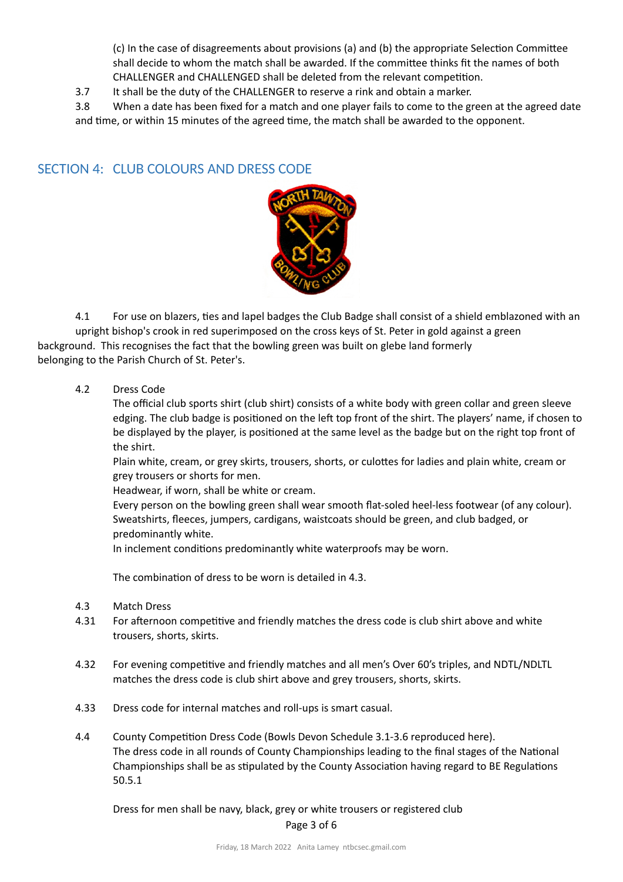(c) In the case of disagreements about provisions (a) and (b) the appropriate Selection Committee shall decide to whom the match shall be awarded. If the committee thinks fit the names of both CHALLENGER and CHALLENGED shall be deleted from the relevant competition.

3.7 It shall be the duty of the CHALLENGER to reserve a rink and obtain a marker.

3.8 When a date has been fixed for a match and one player fails to come to the green at the agreed date and time, or within 15 minutes of the agreed time, the match shall be awarded to the opponent.

## SECTION 4: CLUB COLOURS AND DRESS CODE

4.1 For use on blazers, ties and lapel badges the Club Badge shall consist of a shield emblazoned with an upright bishop's crook in red superimposed on the cross keys of St. Peter in gold against a green background. This recognises the fact that the bowling green was built on glebe land formerly belonging to the Parish Church of St. Peter's.

4.2 Dress Code

The official club sports shirt (club shirt) consists of a white body with green collar and green sleeve edging. The club badge is positioned on the left top front of the shirt. The players' name, if chosen to be displayed by the player, is positioned at the same level as the badge but on the right top front of the shirt.

Plain white, cream, or grey skirts, trousers, shorts, or culottes for ladies and plain white, cream or grey trousers or shorts for men.

Headwear, if worn, shall be white or cream.

Every person on the bowling green shall wear smooth flat-soled heel-less footwear (of any colour).

Sweatshirts, fleeces, jumpers, cardigans, waistcoats should be green, and club badged, or predominantly white.

In inclement conditions predominantly white waterproofs may be worn.

The combination of dress to be worn is detailed in 4.3.

4.3 Match Dress

4.31 For afternoon competitive and friendly matches the dress code is club shirt above and white trousers, shorts, skirts.

4.32 For evening competitive and friendly matches and all men's Over 60's triples, and NDTL/NDLTL matches the dress code is club shirt above and grey trousers, shorts, skirts.

4.33 Dress code for internal matches and roll-ups is smart casual.

4.4 County Competition Dress Code (Bowls Devon Schedule 3.1-3.6 reproduced here).

The dress code in all rounds of County Championships leading to the final stages of the National Championships shall be as stipulated by the County Association having regard to BE Regulations 50.5.1

Dress for men shall be navy, black, grey or white trousers or registered club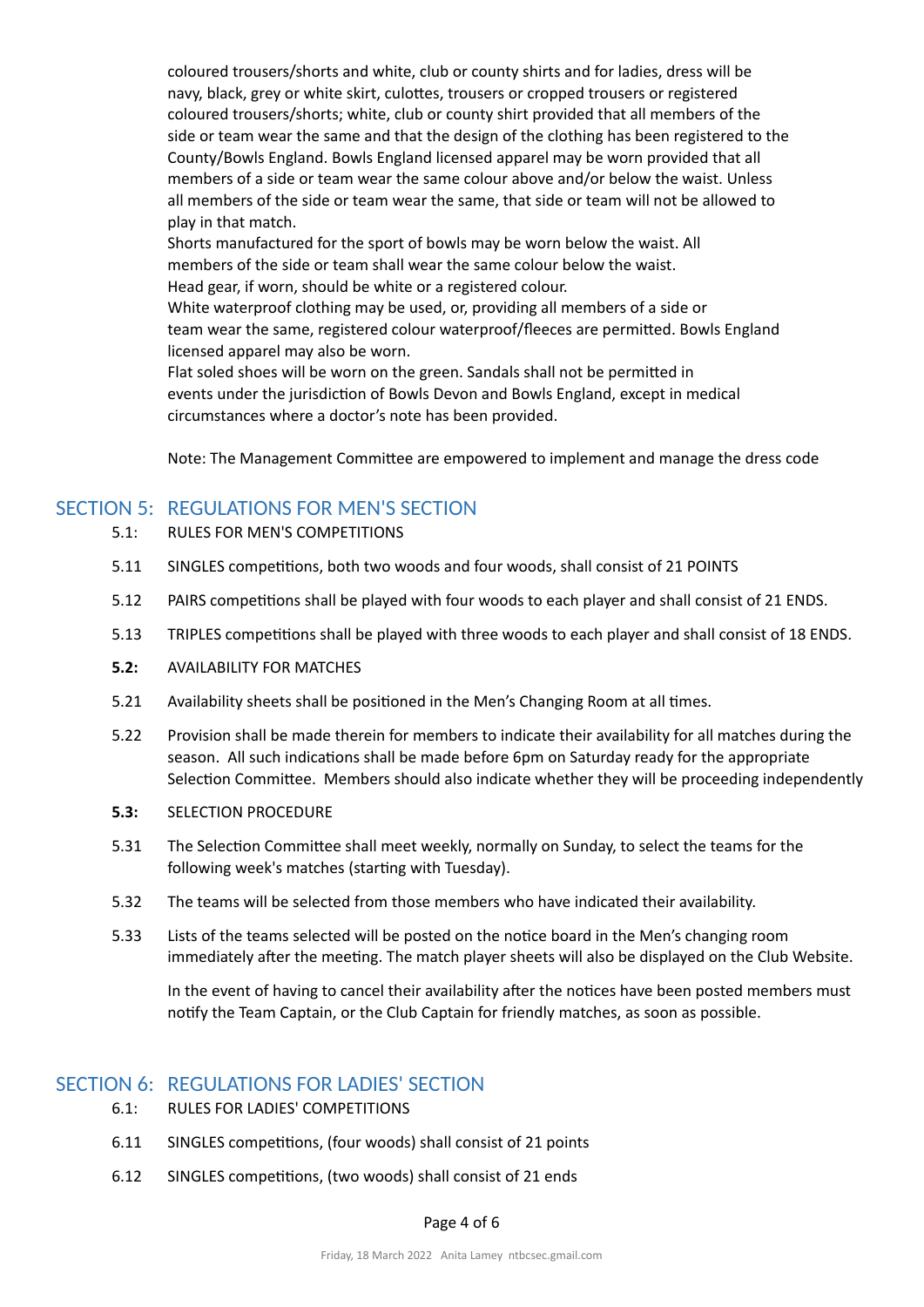coloured trousers/shorts and white, club or county shirts and for ladies, dress will be navy, black, grey or white skirt, culottes, trousers or cropped trousers or registered coloured trousers/shorts; white, club or county shirt provided that all members of the side or team wear the same and that the design of the clothing has been registered to the County/Bowls England. Bowls England licensed apparel may be worn provided that all members of a side or team wear the same colour above and/or below the waist. Unless all members of the side or team wear the same, that side or team will not be allowed to play in that match.

Shorts manufactured for the sport of bowls may be worn below the waist. All members of the side or team shall wear the same colour below the waist.

Head gear, if worn, should be white or a registered colour.

White waterproof clothing may be used, or, providing all members of a side or team wear the same, registered colour waterproof/fleeces are permitted. Bowls England licensed apparel may also be worn.

Flat soled shoes will be worn on the green. Sandals shall not be permitted in events under the jurisdiction of Bowls Devon and Bowls England, except in medical circumstances where a doctor's note has been provided.

Note: The Management Committee are empowered to implement and manage the dress code

## SECTION 5: REGULATIONS FOR MEN'S SECTION

5.1: RULES FOR MEN'S COMPETITIONS

5.11 SINGLES competitions, both two woods and four woods, shall consist of 21 POINTS

5.12 PAIRS competitions shall be played with four woods to each player and shall consist of 21 ENDS.

5.13 TRIPLES competitions shall be played with three woods to each player and shall consist of 18 ENDS.

**5.2:** AVAILABILITY FOR MATCHES

5.21 Availability sheets shall be positioned in the Men's Changing Room at all times.

5.22 Provision shall be made therein for members to indicate their availability for all matches during the season. All such indications shall be made before 6pm on Saturday ready for the appropriate Selection Committee. Members should also indicate whether they will be proceeding independently

**5.3:** SELECTION PROCEDURE

5.31 The Selection Committee shall meet weekly, normally on Sunday, to select the teams for the following week's matches (starting with Tuesday).

5.32 The teams will be selected from those members who have indicated their availability.

5.33 Lists of the teams selected will be posted on the notice board in the Men's changing room immediately after the meeting. The match player sheets will also be displayed on the Club Website.

In the event of having to cancel their availability after the notices have been posted members must notify the Team Captain, or the Club Captain for friendly matches, as soon as possible.

## SECTION 6: REGULATIONS FOR LADIES' SECTION

6.1: RULES FOR LADIES' COMPETITIONS

6.11 SINGLES competitions, (four woods) shall consist of 21 points

6.12 SINGLES competitions, (two woods) shall consist of 21 ends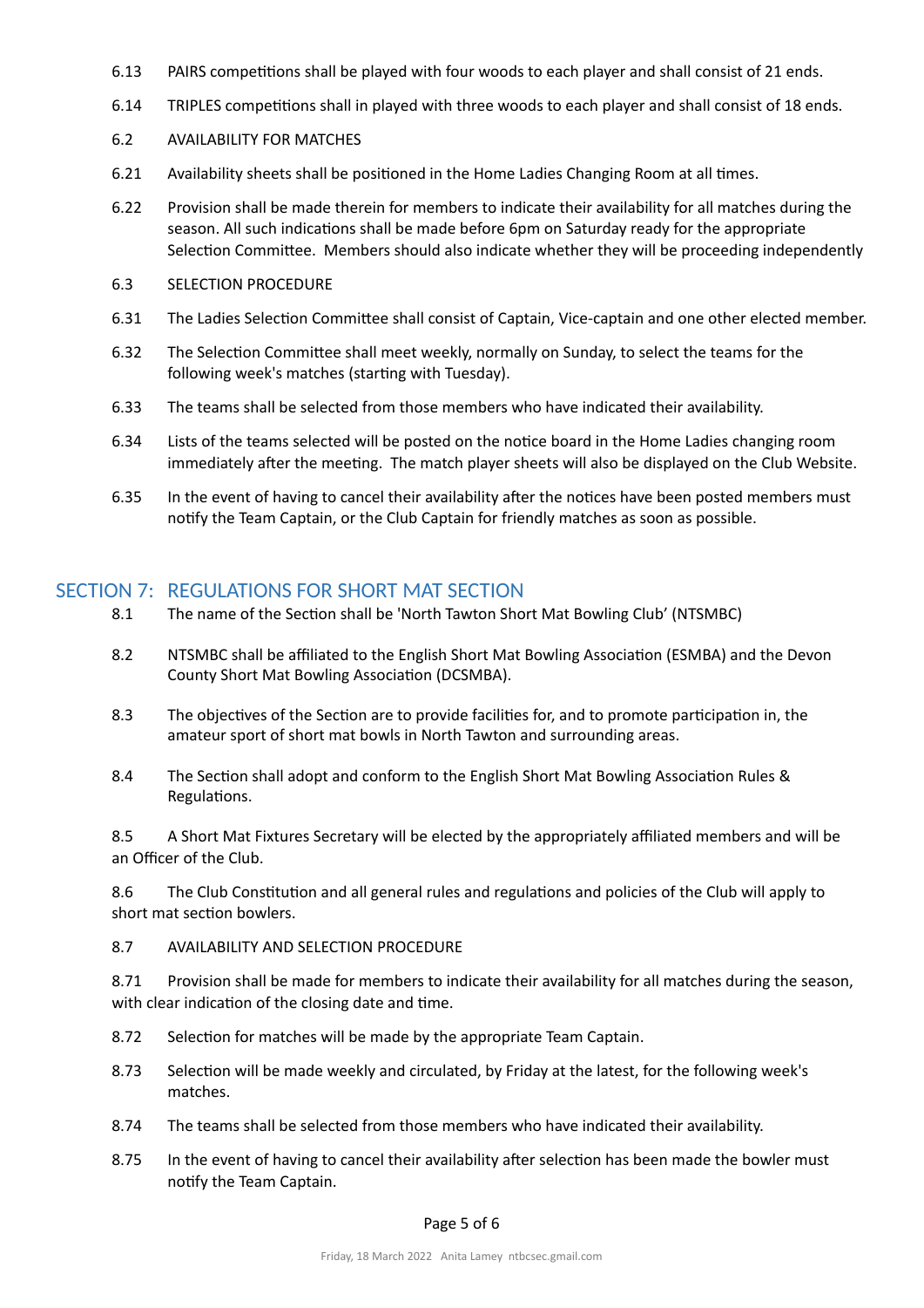6.13 PAIRS competitions shall be played with four woods to each player and shall consist of 21 ends.

6.14 TRIPLES competitions shall in played with three woods to each player and shall consist of 18 ends.

6.2 AVAILABILITY FOR MATCHES

6.21 Availability sheets shall be positioned in the Home Ladies Changing Room at all times.

6.22 Provision shall be made therein for members to indicate their availability for all matches during the season. All such indications shall be made before 6pm on Saturday ready for the appropriate Selection Committee. Members should also indicate whether they will be proceeding independently

6.3 SELECTION PROCEDURE

6.31 The Ladies Selection Committee shall consist of Captain, Vice-captain and one other elected member.

6.32 The Selection Committee shall meet weekly, normally on Sunday, to select the teams for the following week's matches (starting with Tuesday).

6.33 The teams shall be selected from those members who have indicated their availability.

6.34 Lists of the teams selected will be posted on the notice board in the Home Ladies changing room immediately after the meeting. The match player sheets will also be displayed on the Club Website.

6.35 In the event of having to cancel their availability after the notices have been posted members must notify the Team Captain, or the Club Captain for friendly matches as soon as possible.

## SECTION 7: REGULATIONS FOR SHORT MAT SECTION

8.1 The name of the Section shall be 'North Tawton Short Mat Bowling Club' (NTSMBC)

8.2 NTSMBC shall be affiliated to the English Short Mat Bowling Association (ESMBA) and the Devon County Short Mat Bowling Association (DCSMBA).

8.3 The objectives of the Section are to provide facilities for, and to promote participation in, the amateur sport of short mat bowls in North Tawton and surrounding areas.

8.4 The Section shall adopt and conform to the English Short Mat Bowling Association Rules & Regulations.

8.5 A Short Mat Fixtures Secretary will be elected by the appropriately affiliated members and will be an Officer of the Club.

8.6 The Club Constitution and all general rules and regulations and policies of the Club will apply to short mat section bowlers.

8.7 AVAILABILITY AND SELECTION PROCEDURE

8.71 Provision shall be made for members to indicate their availability for all matches during the season, with clear indication of the closing date and time.

8.72 Selection for matches will be made by the appropriate Team Captain.

8.73 Selection will be made weekly and circulated, by Friday at the latest, for the following week's matches.

8.74 The teams shall be selected from those members who have indicated their availability.

8.75 In the event of having to cancel their availability after selection has been made the bowler must notify the Team Captain.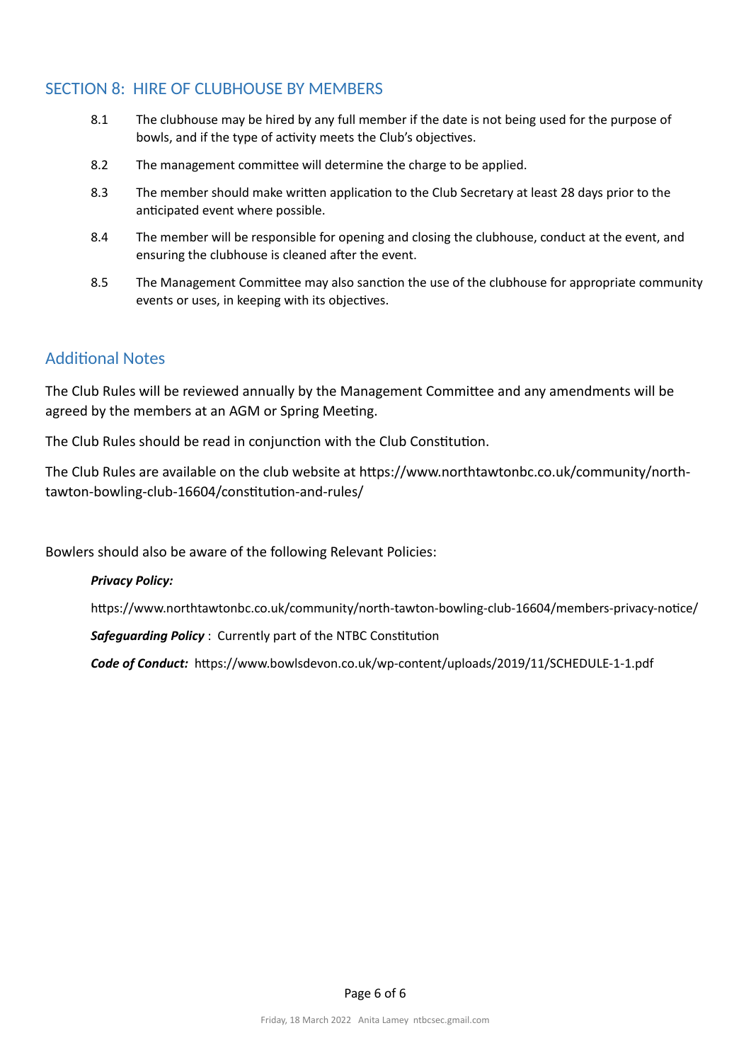## SECTION 8: HIRE OF CLUBHOUSE BY MEMBERS

8.1 The clubhouse may be hired by any full member if the date is not being used for the purpose of bowls, and if the type of activity meets the Club's objectives.

8.2 The management committee will determine the charge to be applied.

8.3 The member should make written application to the Club Secretary at least 28 days prior to the anticipated event where possible.

8.4 The member will be responsible for opening and closing the clubhouse, conduct at the event, and ensuring the clubhouse is cleaned after the event.

8.5 The Management Committee may also sanction the use of the clubhouse for appropriate community events or uses, in keeping with its objectives.

## Additional Notes

The Club Rules will be reviewed annually by the Management Committee and any amendments will be agreed by the members at an AGM or Spring Meeting.

The Club Rules should be read in conjunction with the Club Constitution.

The Club Rules are available on the club website at https://www.northtawtonbc.co.uk/community/north-tawton-bowling-club-16604/constitution-and-rules/

Bowlers should also be aware of the following Relevant Policies:

***Privacy Policy:***

https://www.northtawtonbc.co.uk/community/north-tawton-bowling-club-16604/members-privacy-notice/

***Safeguarding Policy*** : Currently part of the NTBC Constitution

***Code of Conduct:*** https://www.bowlsdevon.co.uk/wp-content/uploads/2019/11/SCHEDULE-1-1.pdf

Friday, 18 March 2022 Anita Lamey ntbcsec.gmail.com